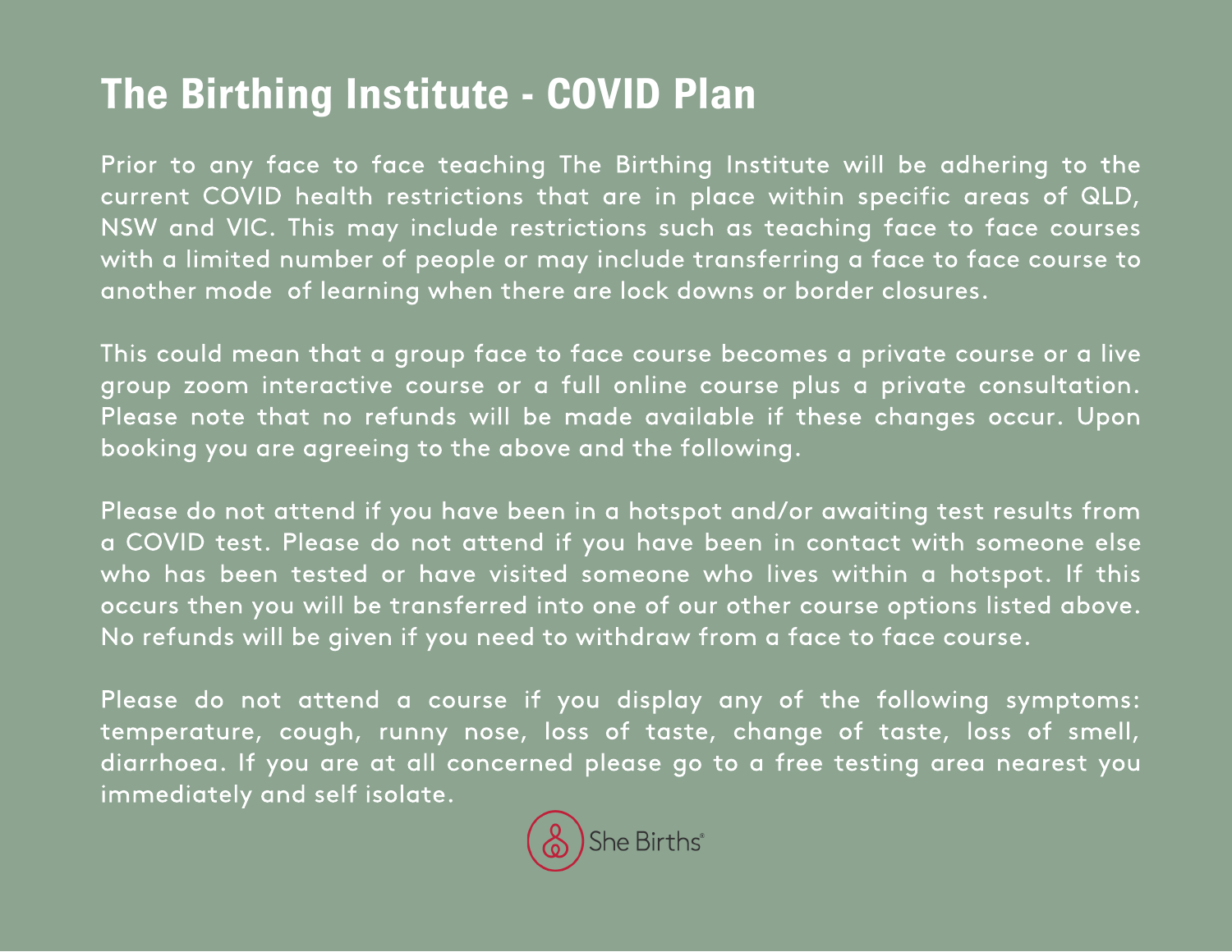# The Birthing Institute - COVID Plan

Prior to any face to face teaching The Birthing Institute will be adhering to the current COVID health restrictions that are in place within specific areas of QLD, NSW and VIC. This may include restrictions such as teaching face to face courses with a limited number of people or may include transferring a face to face course to another mode of learning when there are lock downs or border closures.

This could mean that a group face to face course becomes a private course or a live group zoom interactive course or a full online course plus a private consultation. Please note that no refunds will be made available if these changes occur. Upon booking you are agreeing to the above and the following.

Please do not attend if you have been in a hotspot and/or awaiting test results from a COVID test. Please do not attend if you have been in contact with someone else who has been tested or have visited someone who lives within a hotspot. If this occurs then you will be transferred into one of our other course options listed above. No refunds will be given if you need to withdraw from a face to face course.

Please do not attend a course if you display any of the following symptoms: temperature, cough, runny nose, loss of taste, change of taste, loss of smell, diarrhoea. If you are at all concerned please go to a free testing area nearest you immediately and self isolate.

She Births®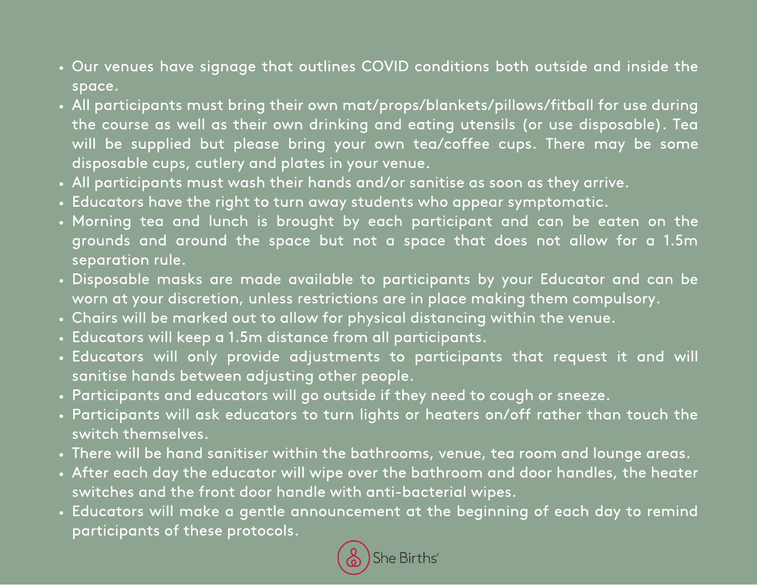- Our venues have signage that outlines COVID conditions both outside and inside the space.
- All participants must bring their own mat/props/blankets/pillows/fitball for use during the course as well as their own drinking and eating utensils (or use disposable). Tea will be supplied but please bring your own tea/coffee cups. There may be some disposable cups, cutlery and plates in your venue.
- All participants must wash their hands and/or sanitise as soon as they arrive.
- Educators have the right to turn away students who appear symptomatic.
- Morning tea and lunch is brought by each participant and can be eaten on the grounds and around the space but not a space that does not allow for a 1.5m separation rule.
- Disposable masks are made available to participants by your Educator and can be worn at your discretion, unless restrictions are in place making them compulsory.
- Chairs will be marked out to allow for physical distancing within the venue.
- Educators will keep a 1.5m distance from all participants.
- Educators will only provide adjustments to participants that request it and will sanitise hands between adjusting other people.
- Participants and educators will go outside if they need to cough or sneeze.
- Participants will ask educators to turn lights or heaters on/off rather than touch the switch themselves.
- There will be hand sanitiser within the bathrooms, venue, tea room and lounge areas.
- After each day the educator will wipe over the bathroom and door handles, the heater switches and the front door handle with anti-bacterial wipes.
- Educators will make a gentle announcement at the beginning of each day to remind participants of these protocols.

She Births®